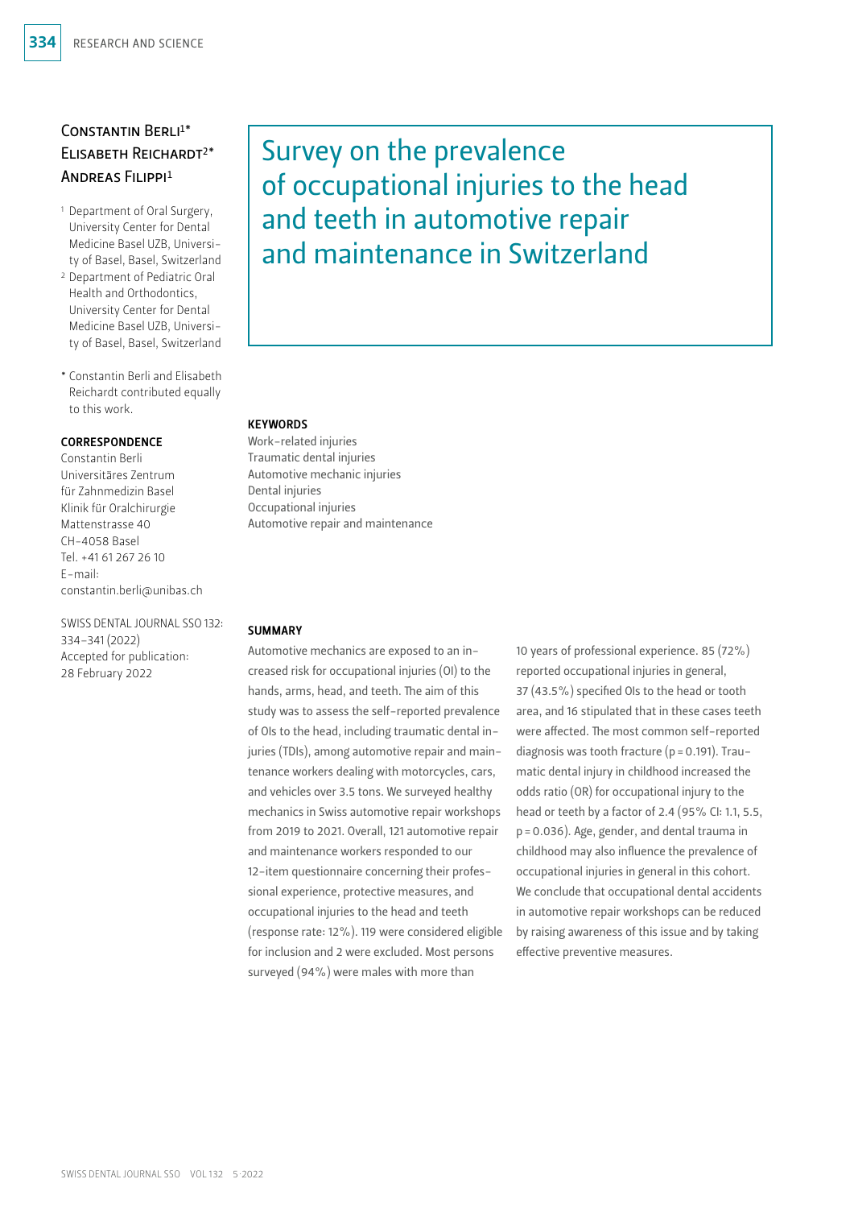# Survey on the prevalence of occupational injuries to the head and teeth in automotive repair and maintenance in Switzerland

**Constantin Berli[1*]**
**Elisabeth Reichardt[2*]**
**Andreas Filippi[1]**

[1] Department of Oral Surgery, University Center for Dental Medicine Basel UZB, University of Basel, Basel, Switzerland

[2] Department of Pediatric Oral Health and Orthodontics, University Center for Dental Medicine Basel UZB, University of Basel, Basel, Switzerland

[*] Constantin Berli and Elisabeth Reichardt contributed equally to this work.

**CORRESPONDENCE**

Constantin Berli
Universitäres Zentrum für Zahnmedizin Basel
Klinik für Oralchirurgie
Mattenstrasse 40
CH-4058 Basel
Tel. +41 61 267 26 10
E-mail: constantin.berli@unibas.ch

SWISS DENTAL JOURNAL SSO 132: 334–341 (2022)
Accepted for publication: 28 February 2022

**KEYWORDS**

Work-related injuries
Traumatic dental injuries
Automotive mechanic injuries
Dental injuries
Occupational injuries
Automotive repair and maintenance

**SUMMARY**

Automotive mechanics are exposed to an increased risk for occupational injuries (OI) to the hands, arms, head, and teeth. The aim of this study was to assess the self-reported prevalence of OIs to the head, including traumatic dental injuries (TDIs), among automotive repair and maintenance workers dealing with motorcycles, cars, and vehicles over 3.5 tons. We surveyed healthy mechanics in Swiss automotive repair workshops from 2019 to 2021. Overall, 121 automotive repair and maintenance workers responded to our 12-item questionnaire concerning their professional experience, protective measures, and occupational injuries to the head and teeth (response rate: 12%). 119 were considered eligible for inclusion and 2 were excluded. Most persons surveyed (94%) were males with more than 10 years of professional experience. 85 (72%) reported occupational injuries in general, 37 (43.5%) specified OIs to the head or tooth area, and 16 stipulated that in these cases teeth were affected. The most common self-reported diagnosis was tooth fracture ($p = 0.191$). Traumatic dental injury in childhood increased the odds ratio (OR) for occupational injury to the head or teeth by a factor of 2.4 (95% CI: 1.1, 5.5, $p = 0.036$). Age, gender, and dental trauma in childhood may also influence the prevalence of occupational injuries in general in this cohort. We conclude that occupational dental accidents in automotive repair workshops can be reduced by raising awareness of this issue and by taking effective preventive measures.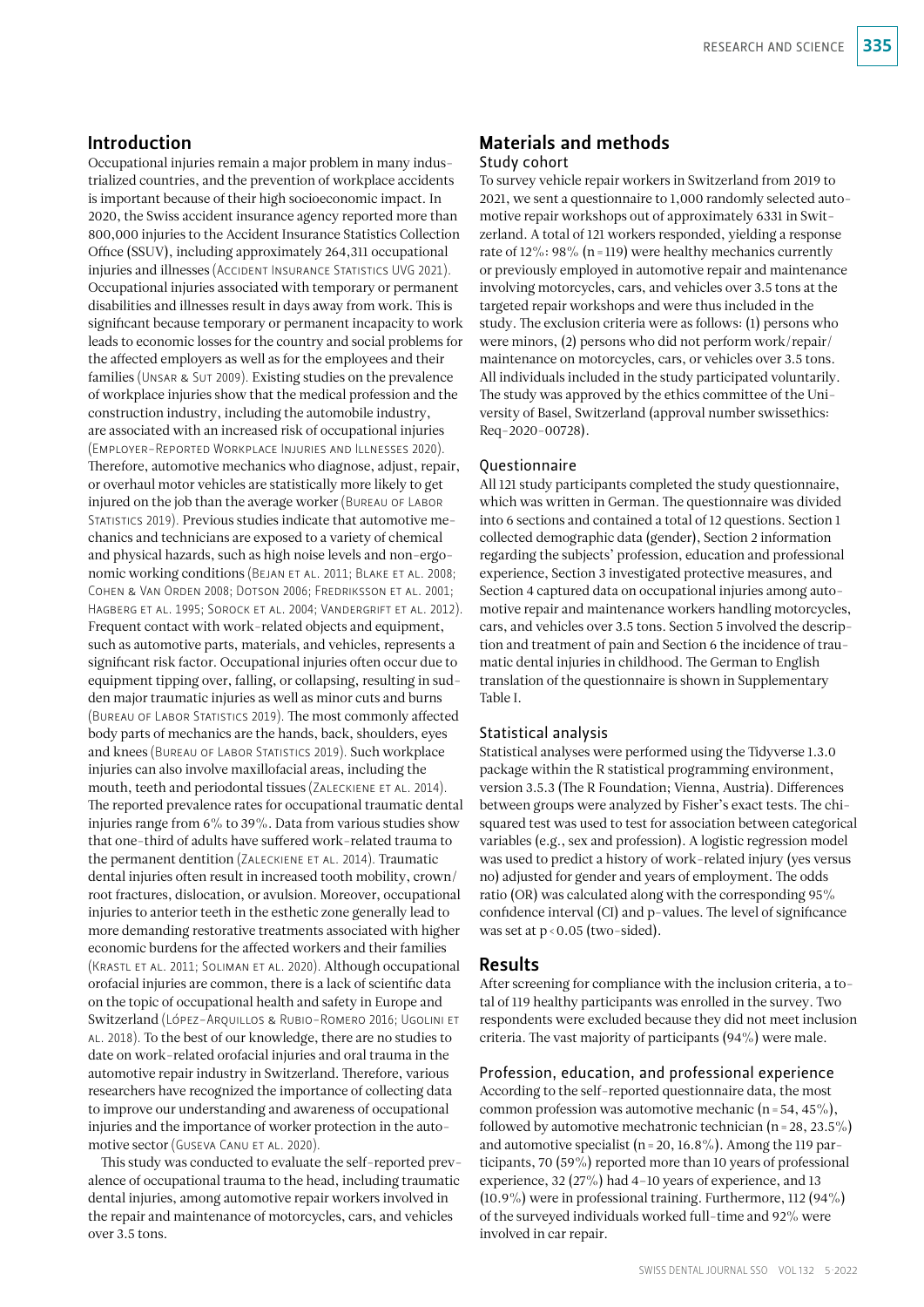## Introduction

Occupational injuries remain a major problem in many industrialized countries, and the prevention of workplace accidents is important because of their high socioeconomic impact. In 2020, the Swiss accident insurance agency reported more than 800,000 injuries to the Accident Insurance Statistics Collection Office (SSUV), including approximately 264,311 occupational injuries and illnesses (Accident Insurance Statistics UVG 2021). Occupational injuries associated with temporary or permanent disabilities and illnesses result in days away from work. This is significant because temporary or permanent incapacity to work leads to economic losses for the country and social problems for the affected employers as well as for the employees and their families (Unsar & Sut 2009). Existing studies on the prevalence of workplace injuries show that the medical profession and the construction industry, including the automobile industry, are associated with an increased risk of occupational injuries (Employer-Reported Workplace Injuries and Illnesses 2020). Therefore, automotive mechanics who diagnose, adjust, repair, or overhaul motor vehicles are statistically more likely to get injured on the job than the average worker (Bureau of Labor Statistics 2019). Previous studies indicate that automotive mechanics and technicians are exposed to a variety of chemical and physical hazards, such as high noise levels and non-ergonomic working conditions (Bejan et al. 2011; Blake et al. 2008; Cohen & Van Orden 2008; Dotson 2006; Fredriksson et al. 2001; Hagberg et al. 1995; Sorock et al. 2004; Vandergrift et al. 2012). Frequent contact with work-related objects and equipment, such as automotive parts, materials, and vehicles, represents a significant risk factor. Occupational injuries often occur due to equipment tipping over, falling, or collapsing, resulting in sudden major traumatic injuries as well as minor cuts and burns (Bureau of Labor Statistics 2019). The most commonly affected body parts of mechanics are the hands, back, shoulders, eyes and knees (Bureau of Labor Statistics 2019). Such workplace injuries can also involve maxillofacial areas, including the mouth, teeth and periodontal tissues (Zaleckiene et al. 2014). The reported prevalence rates for occupational traumatic dental injuries range from 6% to 39%. Data from various studies show that one-third of adults have suffered work-related trauma to the permanent dentition (Zaleckiene et al. 2014). Traumatic dental injuries often result in increased tooth mobility, crown/root fractures, dislocation, or avulsion. Moreover, occupational injuries to anterior teeth in the esthetic zone generally lead to more demanding restorative treatments associated with higher economic burdens for the affected workers and their families (Krastl et al. 2011; Soliman et al. 2020). Although occupational orofacial injuries are common, there is a lack of scientific data on the topic of occupational health and safety in Europe and Switzerland (López-Arquillos & Rubio-Romero 2016; Ugolini et al. 2018). To the best of our knowledge, there are no studies to date on work-related orofacial injuries and oral trauma in the automotive repair industry in Switzerland. Therefore, various researchers have recognized the importance of collecting data to improve our understanding and awareness of occupational injuries and the importance of worker protection in the automotive sector (Guseva Canu et al. 2020).

This study was conducted to evaluate the self-reported prevalence of occupational trauma to the head, including traumatic dental injuries, among automotive repair workers involved in the repair and maintenance of motorcycles, cars, and vehicles over 3.5 tons.

## Materials and methods

### Study cohort

To survey vehicle repair workers in Switzerland from 2019 to 2021, we sent a questionnaire to 1,000 randomly selected automotive repair workshops out of approximately 6331 in Switzerland. A total of 121 workers responded, yielding a response rate of 12%: 98% (n = 119) were healthy mechanics currently or previously employed in automotive repair and maintenance involving motorcycles, cars, and vehicles over 3.5 tons at the targeted repair workshops and were thus included in the study. The exclusion criteria were as follows: (1) persons who were minors, (2) persons who did not perform work/repair/maintenance on motorcycles, cars, or vehicles over 3.5 tons. All individuals included in the study participated voluntarily. The study was approved by the ethics committee of the University of Basel, Switzerland (approval number swissethics: Req-2020-00728).

### Questionnaire

All 121 study participants completed the study questionnaire, which was written in German. The questionnaire was divided into 6 sections and contained a total of 12 questions. Section 1 collected demographic data (gender), Section 2 information regarding the subjects' profession, education and professional experience, Section 3 investigated protective measures, and Section 4 captured data on occupational injuries among automotive repair and maintenance workers handling motorcycles, cars, and vehicles over 3.5 tons. Section 5 involved the description and treatment of pain and Section 6 the incidence of traumatic dental injuries in childhood. The German to English translation of the questionnaire is shown in Supplementary Table I.

### Statistical analysis

Statistical analyses were performed using the Tidyverse 1.3.0 package within the R statistical programming environment, version 3.5.3 (The R Foundation; Vienna, Austria). Differences between groups were analyzed by Fisher's exact tests. The chi-squared test was used to test for association between categorical variables (e.g., sex and profession). A logistic regression model was used to predict a history of work-related injury (yes versus no) adjusted for gender and years of employment. The odds ratio (OR) was calculated along with the corresponding 95% confidence interval (CI) and p-values. The level of significance was set at $p < 0.05$ (two-sided).

## Results

After screening for compliance with the inclusion criteria, a total of 119 healthy participants was enrolled in the survey. Two respondents were excluded because they did not meet inclusion criteria. The vast majority of participants (94%) were male.

### Profession, education, and professional experience

According to the self-reported questionnaire data, the most common profession was automotive mechanic (n = 54, 45%), followed by automotive mechatronic technician (n = 28, 23.5%) and automotive specialist (n = 20, 16.8%). Among the 119 participants, 70 (59%) reported more than 10 years of professional experience, 32 (27%) had 4–10 years of experience, and 13 (10.9%) were in professional training. Furthermore, 112 (94%) of the surveyed individuals worked full-time and 92% were involved in car repair.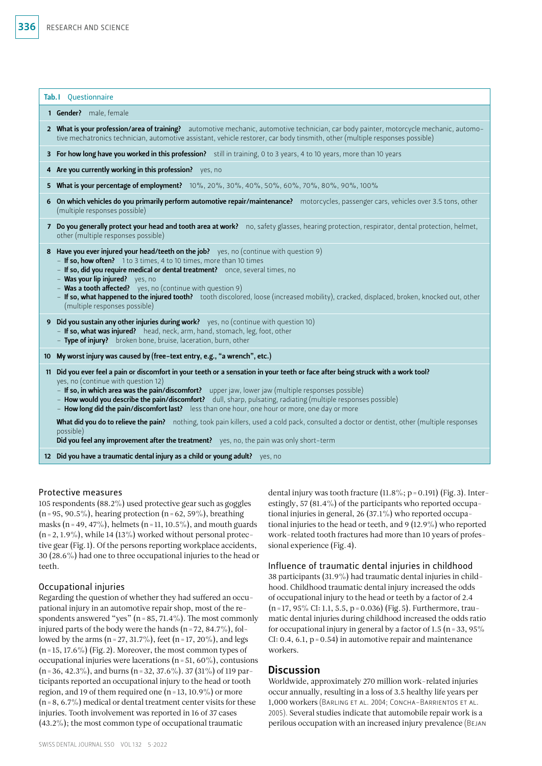**Tab. I Questionnaire**

| | |
|---|---|
| 1 | **Gender?** male, female |
| 2 | **What is your profession/area of training?** automotive mechanic, automotive technician, car body painter, motorcycle mechanic, automotive mechatronics technician, automotive assistant, vehicle restorer, car body tinsmith, other (multiple responses possible) |
| 3 | **For how long have you worked in this profession?** still in training, 0 to 3 years, 4 to 10 years, more than 10 years |
| 4 | **Are you currently working in this profession?** yes, no |
| 5 | **What is your percentage of employment?** 10%, 20%, 30%, 40%, 50%, 60%, 70%, 80%, 90%, 100% |
| 6 | **On which vehicles do you primarily perform automotive repair/maintenance?** motorcycles, passenger cars, vehicles over 3.5 tons, other (multiple responses possible) |
| 7 | **Do you generally protect your head and tooth area at work?** no, safety glasses, hearing protection, respirator, dental protection, helmet, other (multiple responses possible) |
| 8 | **Have you ever injured your head/teeth on the job?** yes, no (continue with question 9)<br>– **If so, how often?** 1 to 3 times, 4 to 10 times, more than 10 times<br>– **If so, did you require medical or dental treatment?** once, several times, no<br>– **Was your lip injured?** yes, no<br>– **Was a tooth affected?** yes, no (continue with question 9)<br>– **If so, what happened to the injured tooth?** tooth discolored, loose (increased mobility), cracked, displaced, broken, knocked out, other (multiple responses possible) |
| 9 | **Did you sustain any other injuries during work?** yes, no (continue with question 10)<br>– **If so, what was injured?** head, neck, arm, hand, stomach, leg, foot, other<br>– **Type of injury?** broken bone, bruise, laceration, burn, other |
| 10 | **My worst injury was caused by (free-text entry, e.g., "a wrench", etc.)** |
| 11 | **Did you ever feel a pain or discomfort in your teeth or a sensation in your teeth or face after being struck with a work tool?** yes, no (continue with question 12)<br>– **If so, in which area was the pain/discomfort?** upper jaw, lower jaw (multiple responses possible)<br>– **How would you describe the pain/discomfort?** dull, sharp, pulsating, radiating (multiple responses possible)<br>– **How long did the pain/discomfort last?** less than one hour, one hour or more, one day or more<br>**What did you do to relieve the pain?** nothing, took pain killers, used a cold pack, consulted a doctor or dentist, other (multiple responses possible)<br>**Did you feel any improvement after the treatment?** yes, no, the pain was only short-term |
| 12 | **Did you have a traumatic dental injury as a child or young adult?** yes, no |

### Protective measures

105 respondents (88.2%) used protective gear such as goggles (n = 95, 90.5%), hearing protection (n = 62, 59%), breathing masks (n = 49, 47%), helmets (n = 11, 10.5%), and mouth guards (n = 2, 1.9%), while 14 (13%) worked without personal protective gear (Fig. 1). Of the persons reporting workplace accidents, 30 (28.6%) had one to three occupational injuries to the head or teeth.

### Occupational injuries

Regarding the question of whether they had suffered an occupational injury in an automotive repair shop, most of the respondents answered "yes" (n = 85, 71.4%). The most commonly injured parts of the body were the hands (n = 72, 84.7%), followed by the arms (n = 27, 31.7%), feet (n = 17, 20%), and legs (n = 15, 17.6%) (Fig. 2). Moreover, the most common types of occupational injuries were lacerations (n = 51, 60%), contusions (n = 36, 42.3%), and burns (n = 32, 37.6%). 37 (31%) of 119 participants reported an occupational injury to the head or tooth region, and 19 of them required one (n = 13, 10.9%) or more (n = 8, 6.7%) medical or dental treatment center visits for these injuries. Tooth involvement was reported in 16 of 37 cases (43.2%); the most common type of occupational traumatic dental injury was tooth fracture (11.8%; p = 0.191) (Fig. 3). Interestingly, 57 (81.4%) of the participants who reported occupational injuries in general, 26 (37.1%) who reported occupational injuries to the head or teeth, and 9 (12.9%) who reported work-related tooth fractures had more than 10 years of professional experience (Fig. 4).

### Influence of traumatic dental injuries in childhood

38 participants (31.9%) had traumatic dental injuries in childhood. Childhood traumatic dental injury increased the odds of occupational injury to the head or teeth by a factor of 2.4 (n = 17, 95% CI: 1.1, 5.5, p = 0.036) (Fig. 5). Furthermore, traumatic dental injuries during childhood increased the odds ratio for occupational injury in general by a factor of 1.5 (n = 33, 95% CI: 0.4, 6.1, p = 0.54) in automotive repair and maintenance workers.

## Discussion

Worldwide, approximately 270 million work-related injuries occur annually, resulting in a loss of 3.5 healthy life years per 1,000 workers (Barling et al. 2004; Concha-Barrientos et al. 2005). Several studies indicate that automobile repair work is a perilous occupation with an increased injury prevalence (Bejan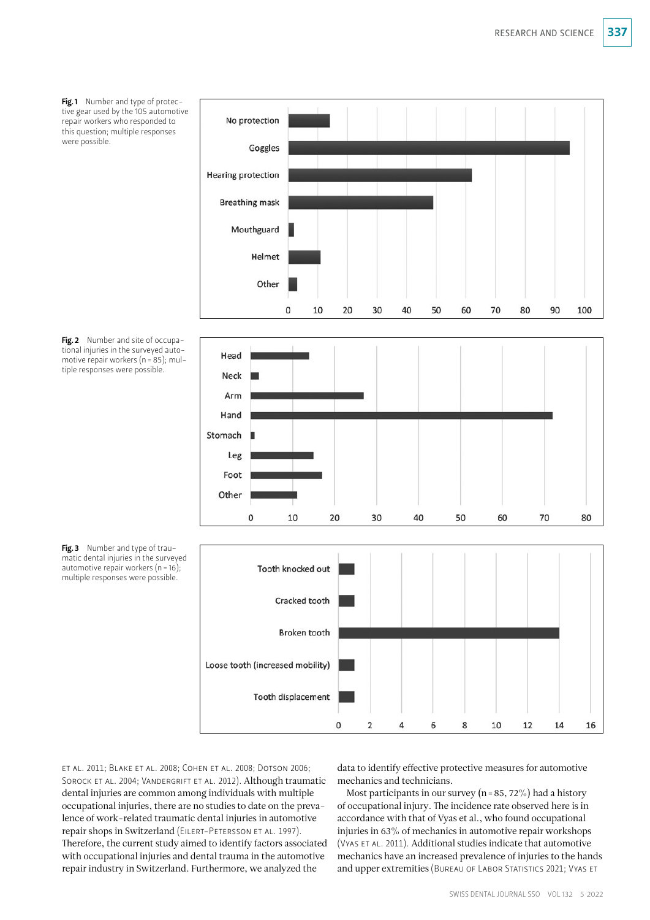**Fig. 1** Number and type of protective gear used by the 105 automotive repair workers who responded to this question; multiple responses were possible.

**Fig. 2** Number and site of occupational injuries in the surveyed automotive repair workers (n = 85); multiple responses were possible.

**Fig. 3** Number and type of traumatic dental injuries in the surveyed automotive repair workers (n = 16); multiple responses were possible.

et al. 2011; Blake et al. 2008; Cohen et al. 2008; Dotson 2006; Sorock et al. 2004; Vandergrift et al. 2012). Although traumatic dental injuries are common among individuals with multiple occupational injuries, there are no studies to date on the prevalence of work-related traumatic dental injuries in automotive repair shops in Switzerland (Eilert-Petersson et al. 1997). Therefore, the current study aimed to identify factors associated with occupational injuries and dental trauma in the automotive repair industry in Switzerland. Furthermore, we analyzed the data to identify effective protective measures for automotive mechanics and technicians.

Most participants in our survey (n = 85, 72%) had a history of occupational injury. The incidence rate observed here is in accordance with that of Vyas et al., who found occupational injuries in 63% of mechanics in automotive repair workshops (Vyas et al. 2011). Additional studies indicate that automotive mechanics have an increased prevalence of injuries to the hands and upper extremities (Bureau of Labor Statistics 2021; Vyas et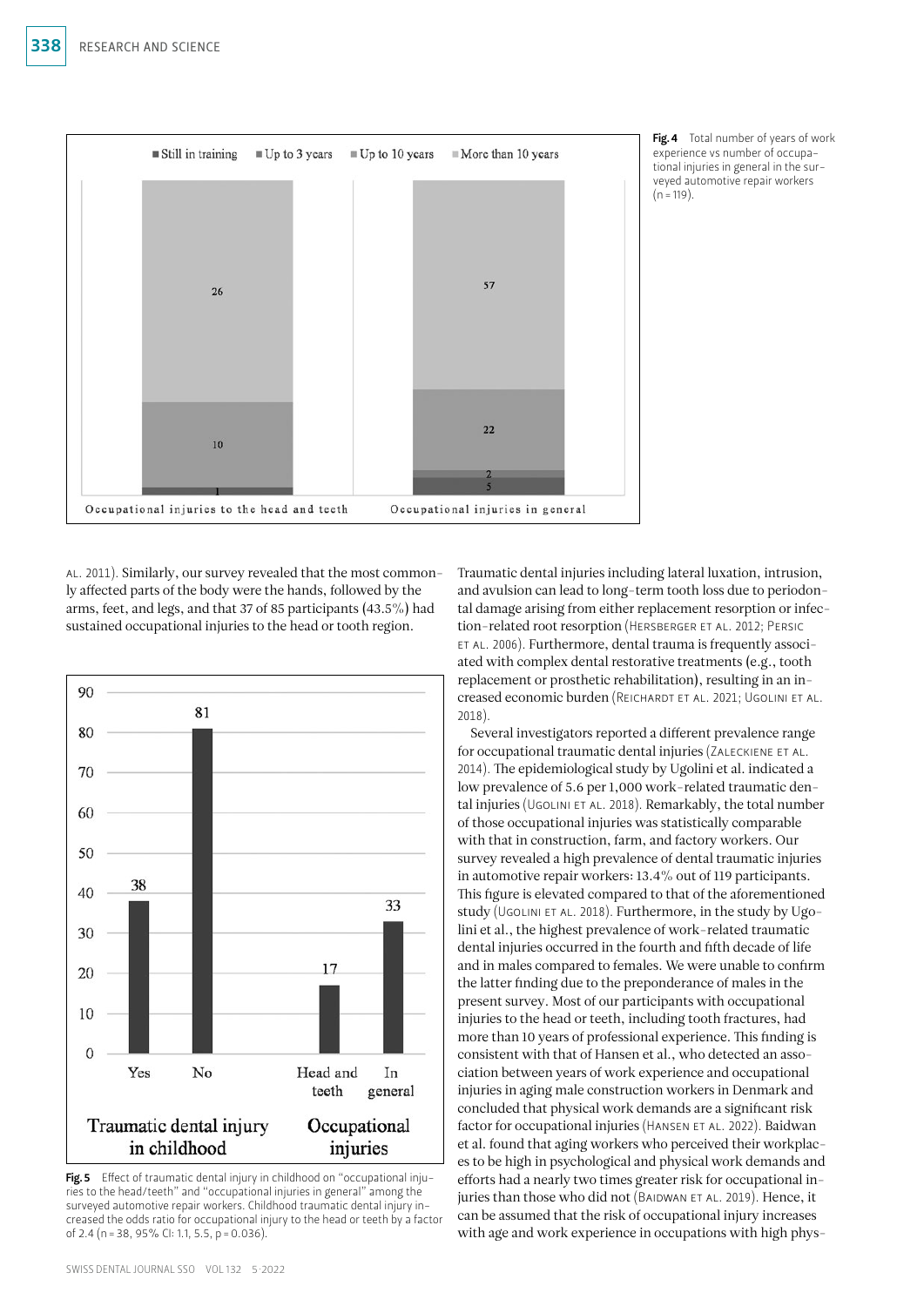Fig. 4 Total number of years of work experience vs number of occupational injuries in general in the surveyed automotive repair workers (n = 119).

AL. 2011). Similarly, our survey revealed that the most commonly affected parts of the body were the hands, followed by the arms, feet, and legs, and that 37 of 85 participants (43.5%) had sustained occupational injuries to the head or tooth region.

Fig. 5 Effect of traumatic dental injury in childhood on "occupational injuries to the head/teeth" and "occupational injuries in general" among the surveyed automotive repair workers. Childhood traumatic dental injury increased the odds ratio for occupational injury to the head or teeth by a factor of 2.4 (n = 38, 95% CI: 1.1, 5.5, p = 0.036).

Traumatic dental injuries including lateral luxation, intrusion, and avulsion can lead to long-term tooth loss due to periodontal damage arising from either replacement resorption or infection-related root resorption (Hersberger et al. 2012; Persic et al. 2006). Furthermore, dental trauma is frequently associated with complex dental restorative treatments (e.g., tooth replacement or prosthetic rehabilitation), resulting in an increased economic burden (Reichardt et al. 2021; Ugolini et al. 2018).

Several investigators reported a different prevalence range for occupational traumatic dental injuries (Zaleckiene et al. 2014). The epidemiological study by Ugolini et al. indicated a low prevalence of 5.6 per 1,000 work-related traumatic dental injuries (Ugolini et al. 2018). Remarkably, the total number of those occupational injuries was statistically comparable with that in construction, farm, and factory workers. Our survey revealed a high prevalence of dental traumatic injuries in automotive repair workers: 13.4% out of 119 participants. This figure is elevated compared to that of the aforementioned study (Ugolini et al. 2018). Furthermore, in the study by Ugolini et al., the highest prevalence of work-related traumatic dental injuries occurred in the fourth and fifth decade of life and in males compared to females. We were unable to confirm the latter finding due to the preponderance of males in the present survey. Most of our participants with occupational injuries to the head or teeth, including tooth fractures, had more than 10 years of professional experience. This finding is consistent with that of Hansen et al., who detected an association between years of work experience and occupational injuries in aging male construction workers in Denmark and concluded that physical work demands are a significant risk factor for occupational injuries (Hansen et al. 2022). Baidwan et al. found that aging workers who perceived their workplaces to be high in psychological and physical work demands and efforts had a nearly two times greater risk for occupational injuries than those who did not (Baidwan et al. 2019). Hence, it can be assumed that the risk of occupational injury increases with age and work experience in occupations with high phys-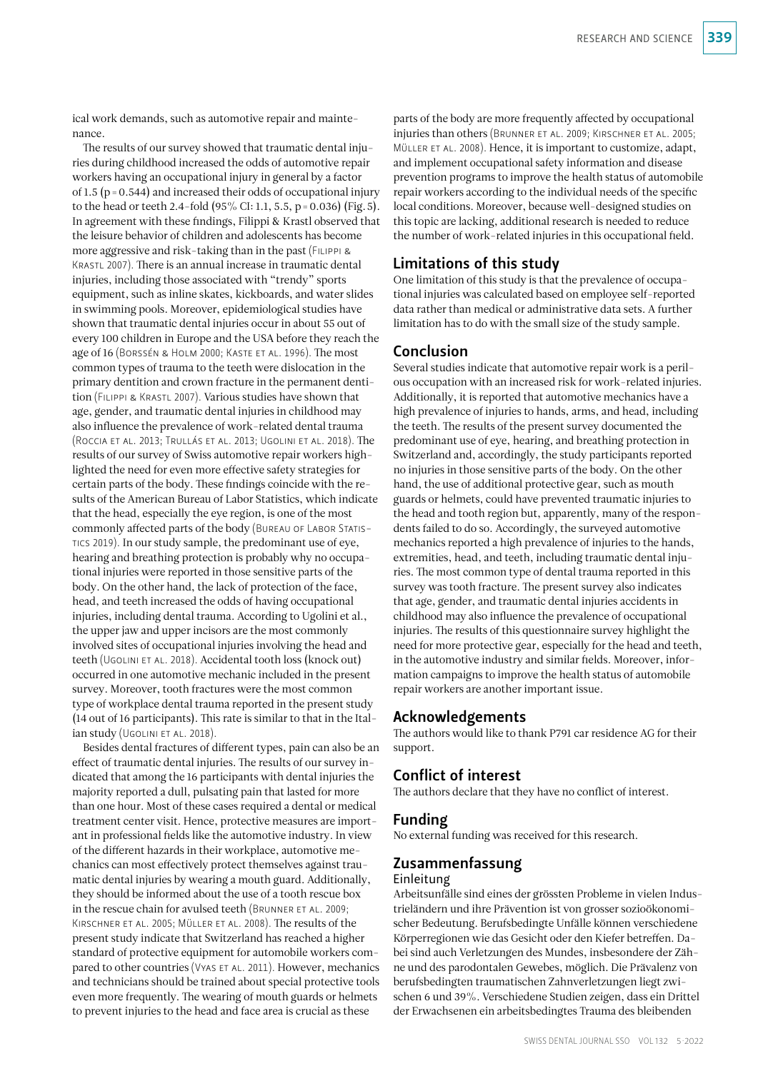ical work demands, such as automotive repair and maintenance.

The results of our survey showed that traumatic dental injuries during childhood increased the odds of automotive repair workers having an occupational injury in general by a factor of 1.5 ($p = 0.544$) and increased their odds of occupational injury to the head or teeth 2.4-fold (95% CI: 1.1, 5.5, $p = 0.036$) (Fig. 5). In agreement with these findings, Filippi & Krastl observed that the leisure behavior of children and adolescents has become more aggressive and risk-taking than in the past (Filippi & Krastl 2007). There is an annual increase in traumatic dental injuries, including those associated with "trendy" sports equipment, such as inline skates, kickboards, and water slides in swimming pools. Moreover, epidemiological studies have shown that traumatic dental injuries occur in about 55 out of every 100 children in Europe and the USA before they reach the age of 16 (Borssén & Holm 2000; Kaste et al. 1996). The most common types of trauma to the teeth were dislocation in the primary dentition and crown fracture in the permanent dentition (Filippi & Krastl 2007). Various studies have shown that age, gender, and traumatic dental injuries in childhood may also influence the prevalence of work-related dental trauma (Roccia et al. 2013; Trullás et al. 2013; Ugolini et al. 2018). The results of our survey of Swiss automotive repair workers highlighted the need for even more effective safety strategies for certain parts of the body. These findings coincide with the results of the American Bureau of Labor Statistics, which indicate that the head, especially the eye region, is one of the most commonly affected parts of the body (Bureau of Labor Statistics 2019). In our study sample, the predominant use of eye, hearing and breathing protection is probably why no occupational injuries were reported in those sensitive parts of the body. On the other hand, the lack of protection of the face, head, and teeth increased the odds of having occupational injuries, including dental trauma. According to Ugolini et al., the upper jaw and upper incisors are the most commonly involved sites of occupational injuries involving the head and teeth (Ugolini et al. 2018). Accidental tooth loss (knock out) occurred in one automotive mechanic included in the present survey. Moreover, tooth fractures were the most common type of workplace dental trauma reported in the present study (14 out of 16 participants). This rate is similar to that in the Italian study (Ugolini et al. 2018).

Besides dental fractures of different types, pain can also be an effect of traumatic dental injuries. The results of our survey indicated that among the 16 participants with dental injuries the majority reported a dull, pulsating pain that lasted for more than one hour. Most of these cases required a dental or medical treatment center visit. Hence, protective measures are important in professional fields like the automotive industry. In view of the different hazards in their workplace, automotive mechanics can most effectively protect themselves against traumatic dental injuries by wearing a mouth guard. Additionally, they should be informed about the use of a tooth rescue box in the rescue chain for avulsed teeth (Brunner et al. 2009; Kirschner et al. 2005; Müller et al. 2008). The results of the present study indicate that Switzerland has reached a higher standard of protective equipment for automobile workers compared to other countries (Vyas et al. 2011). However, mechanics and technicians should be trained about special protective tools even more frequently. The wearing of mouth guards or helmets to prevent injuries to the head and face area is crucial as these parts of the body are more frequently affected by occupational injuries than others (Brunner et al. 2009; Kirschner et al. 2005; Müller et al. 2008). Hence, it is important to customize, adapt, and implement occupational safety information and disease prevention programs to improve the health status of automobile repair workers according to the individual needs of the specific local conditions. Moreover, because well-designed studies on this topic are lacking, additional research is needed to reduce the number of work-related injuries in this occupational field.

## Limitations of this study

One limitation of this study is that the prevalence of occupational injuries was calculated based on employee self-reported data rather than medical or administrative data sets. A further limitation has to do with the small size of the study sample.

## Conclusion

Several studies indicate that automotive repair work is a perilous occupation with an increased risk for work-related injuries. Additionally, it is reported that automotive mechanics have a high prevalence of injuries to hands, arms, and head, including the teeth. The results of the present survey documented the predominant use of eye, hearing, and breathing protection in Switzerland and, accordingly, the study participants reported no injuries in those sensitive parts of the body. On the other hand, the use of additional protective gear, such as mouth guards or helmets, could have prevented traumatic injuries to the head and tooth region but, apparently, many of the respondents failed to do so. Accordingly, the surveyed automotive mechanics reported a high prevalence of injuries to the hands, extremities, head, and teeth, including traumatic dental injuries. The most common type of dental trauma reported in this survey was tooth fracture. The present survey also indicates that age, gender, and traumatic dental injuries accidents in childhood may also influence the prevalence of occupational injuries. The results of this questionnaire survey highlight the need for more protective gear, especially for the head and teeth, in the automotive industry and similar fields. Moreover, information campaigns to improve the health status of automobile repair workers are another important issue.

## Acknowledgements

The authors would like to thank P791 car residence AG for their support.

## Conflict of interest

The authors declare that they have no conflict of interest.

## Funding

No external funding was received for this research.

## Zusammenfassung

### Einleitung

Arbeitsunfälle sind eines der grössten Probleme in vielen Industrieländern und ihre Prävention ist von grosser sozioökonomischer Bedeutung. Berufsbedingte Unfälle können verschiedene Körperregionen wie das Gesicht oder den Kiefer betreffen. Dabei sind auch Verletzungen des Mundes, insbesondere der Zähne und des parodontalen Gewebes, möglich. Die Prävalenz von berufsbedingten traumatischen Zahnverletzungen liegt zwischen 6 und 39%. Verschiedene Studien zeigen, dass ein Drittel der Erwachsenen ein arbeitsbedingtes Trauma des bleibenden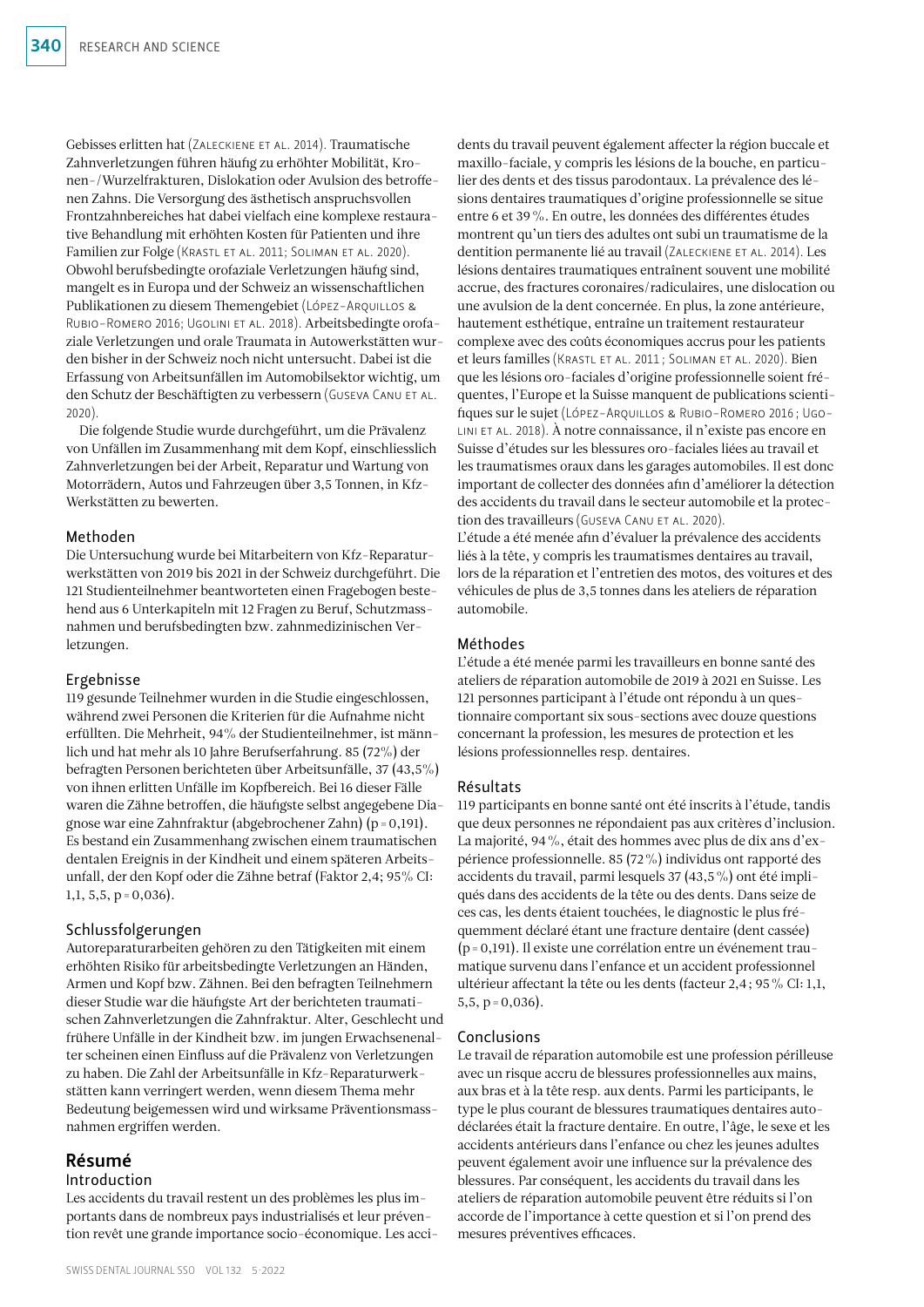Gebisses erlitten hat (Zaleckiene et al. 2014). Traumatische Zahnverletzungen führen häufig zu erhöhter Mobilität, Kronen-/Wurzelfrakturen, Dislokation oder Avulsion des betroffenen Zahns. Die Versorgung des ästhetisch anspruchsvollen Frontzahnbereiches hat dabei vielfach eine komplexe restaurative Behandlung mit erhöhten Kosten für Patienten und ihre Familien zur Folge (Krastl et al. 2011; Soliman et al. 2020). Obwohl berufsbedingte orofaziale Verletzungen häufig sind, mangelt es in Europa und der Schweiz an wissenschaftlichen Publikationen zu diesem Themengebiet (López-Arquillos & Rubio-Romero 2016; Ugolini et al. 2018). Arbeitsbedingte orofaziale Verletzungen und orale Traumata in Autowerkstätten wurden bisher in der Schweiz noch nicht untersucht. Dabei ist die Erfassung von Arbeitsunfällen im Automobilsektor wichtig, um den Schutz der Beschäftigten zu verbessern (Guseva Canu et al. 2020).

Die folgende Studie wurde durchgeführt, um die Prävalenz von Unfällen im Zusammenhang mit dem Kopf, einschliesslich Zahnverletzungen bei der Arbeit, Reparatur und Wartung von Motorrädern, Autos und Fahrzeugen über 3,5 Tonnen, in Kfz-Werkstätten zu bewerten.

### Methoden

Die Untersuchung wurde bei Mitarbeitern von Kfz-Reparaturwerkstätten von 2019 bis 2021 in der Schweiz durchgeführt. Die 121 Studienteilnehmer beantworteten einen Fragebogen bestehend aus 6 Unterkapiteln mit 12 Fragen zu Beruf, Schutzmassnahmen und berufsbedingten bzw. zahnmedizinischen Verletzungen.

### Ergebnisse

119 gesunde Teilnehmer wurden in die Studie eingeschlossen, während zwei Personen die Kriterien für die Aufnahme nicht erfüllten. Die Mehrheit, 94% der Studienteilnehmer, ist männlich und hat mehr als 10 Jahre Berufserfahrung. 85 (72%) der befragten Personen berichteten über Arbeitsunfälle, 37 (43,5%) von ihnen erlitten Unfälle im Kopfbereich. Bei 16 dieser Fälle waren die Zähne betroffen, die häufigste selbst angegebene Diagnose war eine Zahnfraktur (abgebrochener Zahn) ($p = 0{,}191$). Es bestand ein Zusammenhang zwischen einem traumatischen dentalen Ereignis in der Kindheit und einem späteren Arbeitsunfall, der den Kopf oder die Zähne betraf (Faktor 2,4; 95% CI: 1,1, 5,5, $p = 0{,}036$).

### Schlussfolgerungen

Autoreparaturarbeiten gehören zu den Tätigkeiten mit einem erhöhten Risiko für arbeitsbedingte Verletzungen an Händen, Armen und Kopf bzw. Zähnen. Bei den befragten Teilnehmern dieser Studie war die häufigste Art der berichteten traumatischen Zahnverletzungen die Zahnfraktur. Alter, Geschlecht und frühere Unfälle in der Kindheit bzw. im jungen Erwachsenenalter scheinen einen Einfluss auf die Prävalenz von Verletzungen zu haben. Die Zahl der Arbeitsunfälle in Kfz-Reparaturwerkstätten kann verringert werden, wenn diesem Thema mehr Bedeutung beigemessen wird und wirksame Präventionsmassnahmen ergriffen werden.

## Résumé

### Introduction

Les accidents du travail restent un des problèmes les plus importants dans de nombreux pays industrialisés et leur prévention revêt une grande importance socio-économique. Les accidents du travail peuvent également affecter la région buccale et maxillo-faciale, y compris les lésions de la bouche, en particulier des dents et des tissus parodontaux. La prévalence des lésions dentaires traumatiques d'origine professionnelle se situe entre 6 et 39 %. En outre, les données des différentes études montrent qu'un tiers des adultes ont subi un traumatisme de la dentition permanente lié au travail (Zaleckiene et al. 2014). Les lésions dentaires traumatiques entraînent souvent une mobilité accrue, des fractures coronaires/radiculaires, une dislocation ou une avulsion de la dent concernée. En plus, la zone antérieure, hautement esthétique, entraîne un traitement restaurateur complexe avec des coûts économiques accrus pour les patients et leurs familles (Krastl et al. 2011 ; Soliman et al. 2020). Bien que les lésions oro-faciales d'origine professionnelle soient fréquentes, l'Europe et la Suisse manquent de publications scientifiques sur le sujet (López-Arquillos & Rubio-Romero 2016 ; Ugolini et al. 2018). À notre connaissance, il n'existe pas encore en Suisse d'études sur les blessures oro-faciales liées au travail et les traumatismes oraux dans les garages automobiles. Il est donc important de collecter des données afin d'améliorer la détection des accidents du travail dans le secteur automobile et la protection des travailleurs (Guseva Canu et al. 2020).

L'étude a été menée afin d'évaluer la prévalence des accidents liés à la tête, y compris les traumatismes dentaires au travail, lors de la réparation et l'entretien des motos, des voitures et des véhicules de plus de 3,5 tonnes dans les ateliers de réparation automobile.

### Méthodes

L'étude a été menée parmi les travailleurs en bonne santé des ateliers de réparation automobile de 2019 à 2021 en Suisse. Les 121 personnes participant à l'étude ont répondu à un questionnaire comportant six sous-sections avec douze questions concernant la profession, les mesures de protection et les lésions professionnelles resp. dentaires.

### Résultats

119 participants en bonne santé ont été inscrits à l'étude, tandis que deux personnes ne répondaient pas aux critères d'inclusion. La majorité, 94 %, était des hommes avec plus de dix ans d'expérience professionnelle. 85 (72 %) individus ont rapporté des accidents du travail, parmi lesquels 37 (43,5 %) ont été impliqués dans des accidents de la tête ou des dents. Dans seize de ces cas, les dents étaient touchées, le diagnostic le plus fréquemment déclaré étant une fracture dentaire (dent cassée) ($p = 0{,}191$). Il existe une corrélation entre un événement traumatique survenu dans l'enfance et un accident professionnel ultérieur affectant la tête ou les dents (facteur 2,4 ; 95 % CI: 1,1, 5,5, $p = 0{,}036$).

### Conclusions

Le travail de réparation automobile est une profession périlleuse avec un risque accru de blessures professionnelles aux mains, aux bras et à la tête resp. aux dents. Parmi les participants, le type le plus courant de blessures traumatiques dentaires autodéclarées était la fracture dentaire. En outre, l'âge, le sexe et les accidents antérieurs dans l'enfance ou chez les jeunes adultes peuvent également avoir une influence sur la prévalence des blessures. Par conséquent, les accidents du travail dans les ateliers de réparation automobile peuvent être réduits si l'on accorde de l'importance à cette question et si l'on prend des mesures préventives efficaces.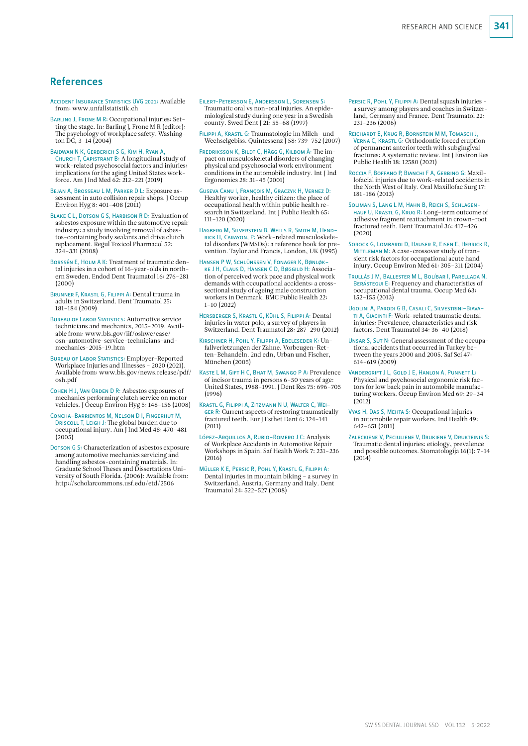## References

Accident Insurance Statistics UVG 2021: Available from: www.unfallstatistik.ch

Barling J, Frone M R: Occupational injuries: Setting the stage. In: Barling J, Frone M R (editor): The psychology of workplace safety. Washington DC, 3–14 (2004)

Baidwan N K, Gerberich S G, Kim H, Ryan A, Church T, Capistrant B: A longitudinal study of work-related psychosocial factors and injuries: implications for the aging United States workforce. Am J Ind Med 62: 212–221 (2019)

Bejan A, Brosseau L M, Parker D L: Exposure assessment in auto collision repair shops. J Occup Environ Hyg 8: 401–408 (2011)

Blake C L, Dotson G S, Harbison R D: Evaluation of asbestos exposure within the automotive repair industry: a study involving removal of asbestos-containing body sealants and drive clutch replacement. Regul Toxicol Pharmacol 52: 324–331 (2008)

Borssén E, Holm A K: Treatment of traumatic dental injuries in a cohort of 16-year-olds in northern Sweden. Endod Dent Traumatol 16: 276–281 (2000)

Brunner F, Krastl G, Filippi A: Dental trauma in adults in Switzerland. Dent Traumatol 25: 181–184 (2009)

Bureau of Labor Statistics: Automotive service technicians and mechanics, 2015–2019. Available from: www.bls.gov/iif/oshwc/case/osn-automotive-service-technicians-and-mechanics-2015-19.htm

Bureau of Labor Statistics: Employer-Reported Workplace Injuries and Illnesses – 2020 (2021). Available from: www.bls.gov/news.release/pdf/osh.pdf

Cohen H J, Van Orden D R: Asbestos exposures of mechanics performing clutch service on motor vehicles. J Occup Environ Hyg 5: 148–156 (2008)

Concha-Barrientos M, Nelson D I, Fingerhut M, Driscoll T, Leigh J: The global burden due to occupational injury. Am J Ind Med 48: 470–481 (2005)

Dotson G S: Characterization of asbestos exposure among automotive mechanics servicing and handling asbestos-containing materials. In: Graduate School Theses and Dissertations University of South Florida. (2006): Available from: http://scholarcommons.usf.edu/etd/2506

Eilert-Petersson E, Andersson L, Sorensen S: Traumatic oral vs non-oral injuries. An epidemiological study during one year in a Swedish county. Swed Dent J 21: 55–68 (1997)

Filippi A, Krastl G: Traumatologie im Milch- und Wechselgebiss. Quintessenz J 58: 739–752 (2007)

Fredriksson K, Bildt C, Hägg G, Kilbom Å: The impact on musculoskeletal disorders of changing physical and psychosocial work environment conditions in the automobile industry. Int J Ind Ergonomics 28: 31–45 (2001)

Guseva Canu I, François M, Graczyk H, Vernez D: Healthy worker, healthy citizen: the place of occupational health within public health research in Switzerland. Int J Public Health 65: 111–120 (2020)

Hagberg M, Silverstein B, Wells R, Smith M, Hendrick H, Carayon, P: Work-related musculoskeletal disorders (WMSDs): a reference book for prevention. Taylor and Francis, London, UK (1995)

Hansen P W, Schlünssen V, Fonager K, Bønløkke J H, Claus D, Hansen C D, Bøggild H: Association of perceived work pace and physical work demands with occupational accidents: a cross-sectional study of ageing male construction workers in Denmark. BMC Public Health 22: 1–10 (2022)

Hersberger S, Krastl G, Kühl S, Filippi A: Dental injuries in water polo, a survey of players in Switzerland. Dent Traumatol 28: 287–290 (2012)

Kirschner H, Pohl Y, Filippi A, Ebeleseder K: Unfallverletzungen der Zähne. Vorbeugen-Retten-Behandeln. 2nd edn, Urban und Fischer, München (2005)

Kaste L M, Gift H C, Bhat M, Swango P A: Prevalence of incisor trauma in persons 6–50 years of age: United States, 1988–1991. J Dent Res 75: 696–705 (1996)

Krastl G, Filippi A, Zitzmann N U, Walter C, Weiger R: Current aspects of restoring traumatically fractured teeth. Eur J Esthet Dent 6: 124–141 (2011)

López-Arquillos A, Rubio-Romero J C: Analysis of Workplace Accidents in Automotive Repair Workshops in Spain. Saf Health Work 7: 231–236 (2016)

Müller K E, Persic R, Pohl Y, Krastl G, Filippi A: Dental injuries in mountain biking – a survey in Switzerland, Austria, Germany and Italy. Dent Traumatol 24: 522–527 (2008)

Persic R, Pohl Y, Filippi A: Dental squash injuries – a survey among players and coaches in Switzerland, Germany and France. Dent Traumatol 22: 231–236 (2006)

Reichardt E, Krug R, Bornstein M M, Tomasch J, Verna C, Krastl G: Orthodontic forced eruption of permanent anterior teeth with subgingival fractures: A systematic review. Int J Environ Res Public Health 18: 12580 (2021)

Roccia F, Boffano P, Bianchi F A, Gerbino G: Maxillofacial injuries due to work-related accidents in the North West of Italy. Oral Maxillofac Surg 17: 181–186 (2013)

Soliman S, Lang L M, Hahn B, Reich S, Schlagenhauf U, Krastl G, Krug R: Long-term outcome of adhesive fragment reattachment in crown-root fractured teeth. Dent Traumatol 36: 417–426 (2020)

Sorock G, Lombardi D, Hauser R, Eisen E, Herrick R, Mittleman M: A case-crossover study of transient risk factors for occupational acute hand injury. Occup Environ Med 61: 305–311 (2004)

Trullás J M, Ballester M L, Bolíbar I, Parellada N, Berástegui E: Frequency and characteristics of occupational dental trauma. Occup Med 63: 152–155 (2013)

Ugolini A, Parodi G B, Casali C, Silvestrini-Biavati A, Giacinti F: Work-related traumatic dental injuries: Prevalence, characteristics and risk factors. Dent Traumatol 34: 36–40 (2018)

Unsar S, Sut N: General assessment of the occupational accidents that occurred in Turkey between the years 2000 and 2005. Saf Sci 47: 614–619 (2009)

Vandergrift J L, Gold J E, Hanlon A, Punnett L: Physical and psychosocial ergonomic risk factors for low back pain in automobile manufacturing workers. Occup Environ Med 69: 29–34 (2012)

Vyas H, Das S, Mehta S: Occupational injuries in automobile repair workers. Ind Health 49: 642–651 (2011)

Zaleckiene V, Peciuliene V, Brukiene V, Drukteinis S: Traumatic dental injuries: etiology, prevalence and possible outcomes. Stomatologija 16(1): 7–14 (2014)